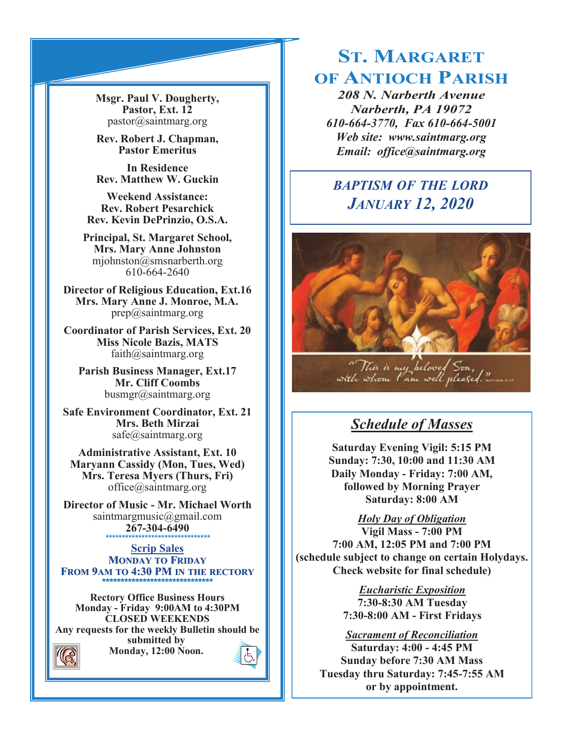# St. Margaret of Antioch Parish

***208 N. Narberth Avenue***
***Narberth, PA 19072***
***610-664-3770, Fax 610-664-5001***
***Web site: www.saintmarg.org***
***Email: office@saintmarg.org***

## *BAPTISM OF THE LORD*
## *JANUARY 12, 2020*

"This is my beloved Son, with whom I am well pleased." Matthew 3:17

**Msgr. Paul V. Dougherty, Pastor, Ext. 12**
pastor@saintmarg.org

**Rev. Robert J. Chapman, Pastor Emeritus**

**In Residence**
**Rev. Matthew W. Guckin**

**Weekend Assistance:**
**Rev. Robert Pesarchick**
**Rev. Kevin DePrinzio, O.S.A.**

**Principal, St. Margaret School, Mrs. Mary Anne Johnston**
mjohnston@smsnarberth.org
610-664-2640

**Director of Religious Education, Ext.16**
**Mrs. Mary Anne J. Monroe, M.A.**
prep@saintmarg.org

**Coordinator of Parish Services, Ext. 20**
**Miss Nicole Bazis, MATS**
faith@saintmarg.org

**Parish Business Manager, Ext.17**
**Mr. Cliff Coombs**
busmgr@saintmarg.org

**Safe Environment Coordinator, Ext. 21**
**Mrs. Beth Mirzai**
safe@saintmarg.org

**Administrative Assistant, Ext. 10**
**Maryann Cassidy (Mon, Tues, Wed)**
**Mrs. Teresa Myers (Thurs, Fri)**
office@saintmarg.org

**Director of Music - Mr. Michael Worth**
saintmargmusic@gmail.com
**267-304-6490**

********************************

**Scrip Sales**
**MONDAY TO FRIDAY**
**FROM 9AM TO 4:30 PM IN THE RECTORY**

********************************

**Rectory Office Business Hours**
**Monday - Friday 9:00AM to 4:30PM**
**CLOSED WEEKENDS**
**Any requests for the weekly Bulletin should be submitted by Monday, 12:00 Noon.**

## *Schedule of Masses*

**Saturday Evening Vigil: 5:15 PM**
**Sunday: 7:30, 10:00 and 11:30 AM**
**Daily Monday - Friday: 7:00 AM, followed by Morning Prayer**
**Saturday: 8:00 AM**

***Holy Day of Obligation***
**Vigil Mass - 7:00 PM**
**7:00 AM, 12:05 PM and 7:00 PM**
**(schedule subject to change on certain Holydays. Check website for final schedule)**

***Eucharistic Exposition***
**7:30-8:30 AM Tuesday**
**7:30-8:00 AM - First Fridays**

***Sacrament of Reconciliation***
**Saturday: 4:00 - 4:45 PM**
**Sunday before 7:30 AM Mass**
**Tuesday thru Saturday: 7:45-7:55 AM or by appointment.**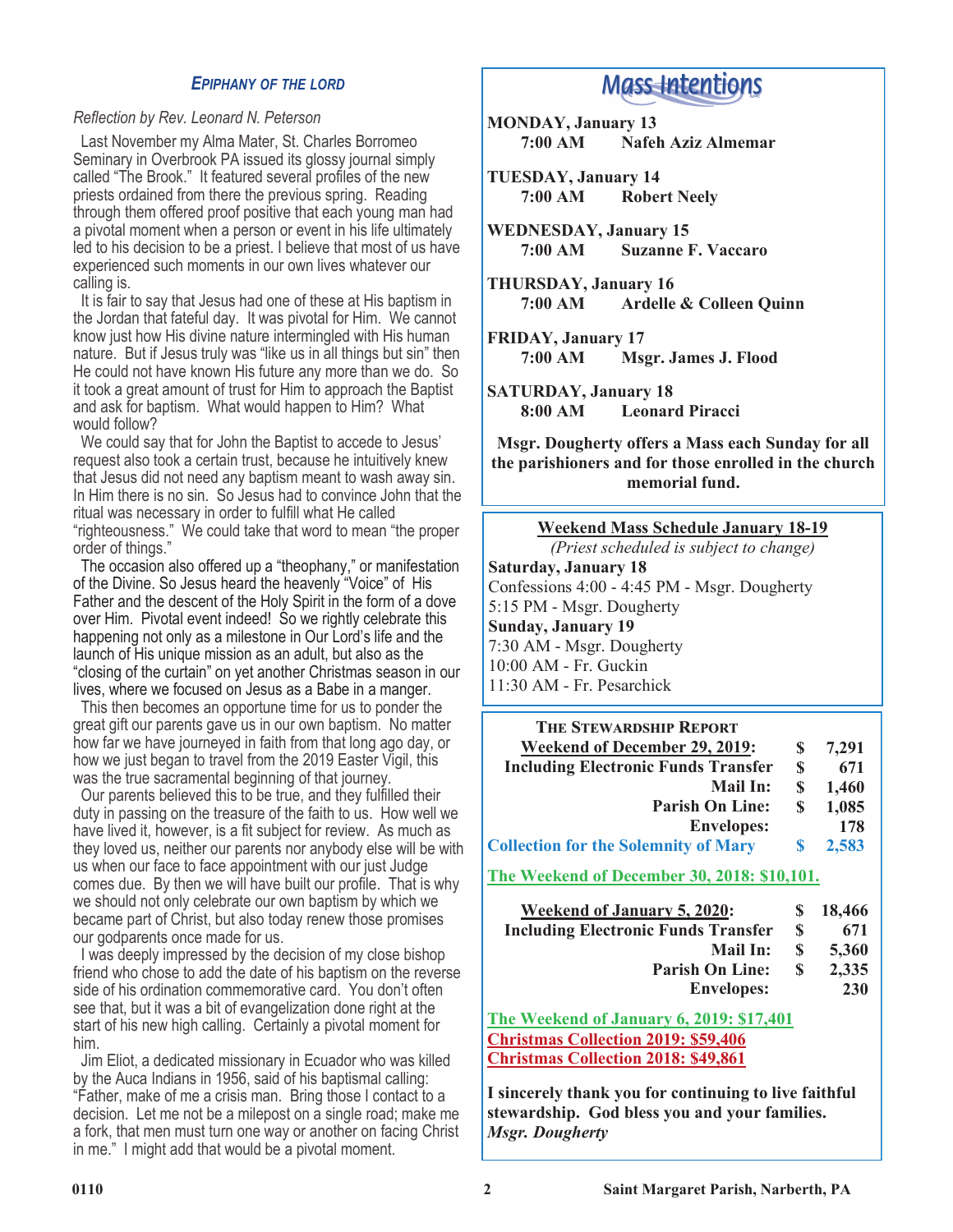## *Epiphany of the Lord*

*Reflection by Rev. Leonard N. Peterson*

Last November my Alma Mater, St. Charles Borromeo Seminary in Overbrook PA issued its glossy journal simply called "The Brook." It featured several profiles of the new priests ordained from there the previous spring. Reading through them offered proof positive that each young man had a pivotal moment when a person or event in his life ultimately led to his decision to be a priest. I believe that most of us have experienced such moments in our own lives whatever our calling is.

It is fair to say that Jesus had one of these at His baptism in the Jordan that fateful day. It was pivotal for Him. We cannot know just how His divine nature intermingled with His human nature. But if Jesus truly was "like us in all things but sin" then He could not have known His future any more than we do. So it took a great amount of trust for Him to approach the Baptist and ask for baptism. What would happen to Him? What would follow?

We could say that for John the Baptist to accede to Jesus' request also took a certain trust, because he intuitively knew that Jesus did not need any baptism meant to wash away sin. In Him there is no sin. So Jesus had to convince John that the ritual was necessary in order to fulfill what He called "righteousness." We could take that word to mean "the proper order of things."

The occasion also offered up a "theophany," or manifestation of the Divine. So Jesus heard the heavenly "Voice" of His Father and the descent of the Holy Spirit in the form of a dove over Him. Pivotal event indeed! So we rightly celebrate this happening not only as a milestone in Our Lord's life and the launch of His unique mission as an adult, but also as the "closing of the curtain" on yet another Christmas season in our lives, where we focused on Jesus as a Babe in a manger.

This then becomes an opportune time for us to ponder the great gift our parents gave us in our own baptism. No matter how far we have journeyed in faith from that long ago day, or how we just began to travel from the 2019 Easter Vigil, this was the true sacramental beginning of that journey.

Our parents believed this to be true, and they fulfilled their duty in passing on the treasure of the faith to us. How well we have lived it, however, is a fit subject for review. As much as they loved us, neither our parents nor anybody else will be with us when our face to face appointment with our just Judge comes due. By then we will have built our profile. That is why we should not only celebrate our own baptism by which we became part of Christ, but also today renew those promises our godparents once made for us.

I was deeply impressed by the decision of my close bishop friend who chose to add the date of his baptism on the reverse side of his ordination commemorative card. You don't often see that, but it was a bit of evangelization done right at the start of his new high calling. Certainly a pivotal moment for him.

Jim Eliot, a dedicated missionary in Ecuador who was killed by the Auca Indians in 1956, said of his baptismal calling: "Father, make of me a crisis man. Bring those I contact to a decision. Let me not be a milepost on a single road; make me a fork, that men must turn one way or another on facing Christ in me." I might add that would be a pivotal moment.

## Mass Intentions

**MONDAY, January 13**
**7:00 AM** **Nafeh Aziz Almemar**

**TUESDAY, January 14**
**7:00 AM** **Robert Neely**

**WEDNESDAY, January 15**
**7:00 AM** **Suzanne F. Vaccaro**

**THURSDAY, January 16**
**7:00 AM** **Ardelle & Colleen Quinn**

**FRIDAY, January 17**
**7:00 AM** **Msgr. James J. Flood**

**SATURDAY, January 18**
**8:00 AM** **Leonard Piracci**

**Msgr. Dougherty offers a Mass each Sunday for all the parishioners and for those enrolled in the church memorial fund.**

### Weekend Mass Schedule January 18-19

*(Priest scheduled is subject to change)*

**Saturday, January 18**
Confessions 4:00 - 4:45 PM - Msgr. Dougherty
5:15 PM - Msgr. Dougherty

**Sunday, January 19**
7:30 AM - Msgr. Dougherty
10:00 AM - Fr. Guckin
11:30 AM - Fr. Pesarchick

### The Stewardship Report

| | | |
|---|---|---|
| **Weekend of December 29, 2019:** | **$** | **7,291** |
| **Including Electronic Funds Transfer** | **$** | **671** |
| **Mail In:** | **$** | **1,460** |
| **Parish On Line:** | **$** | **1,085** |
| **Envelopes:** | | **178** |
| **Collection for the Solemnity of Mary** | **$** | **2,583** |

**The Weekend of December 30, 2018: $10,101.**

| | | |
|---|---|---|
| **Weekend of January 5, 2020:** | **$** | **18,466** |
| **Including Electronic Funds Transfer** | **$** | **671** |
| **Mail In:** | **$** | **5,360** |
| **Parish On Line:** | **$** | **2,335** |
| **Envelopes:** | | **230** |

**The Weekend of January 6, 2019: $17,401**
**Christmas Collection 2019: $59,406**
**Christmas Collection 2018: $49,861**

**I sincerely thank you for continuing to live faithful stewardship. God bless you and your families.**
***Msgr. Dougherty***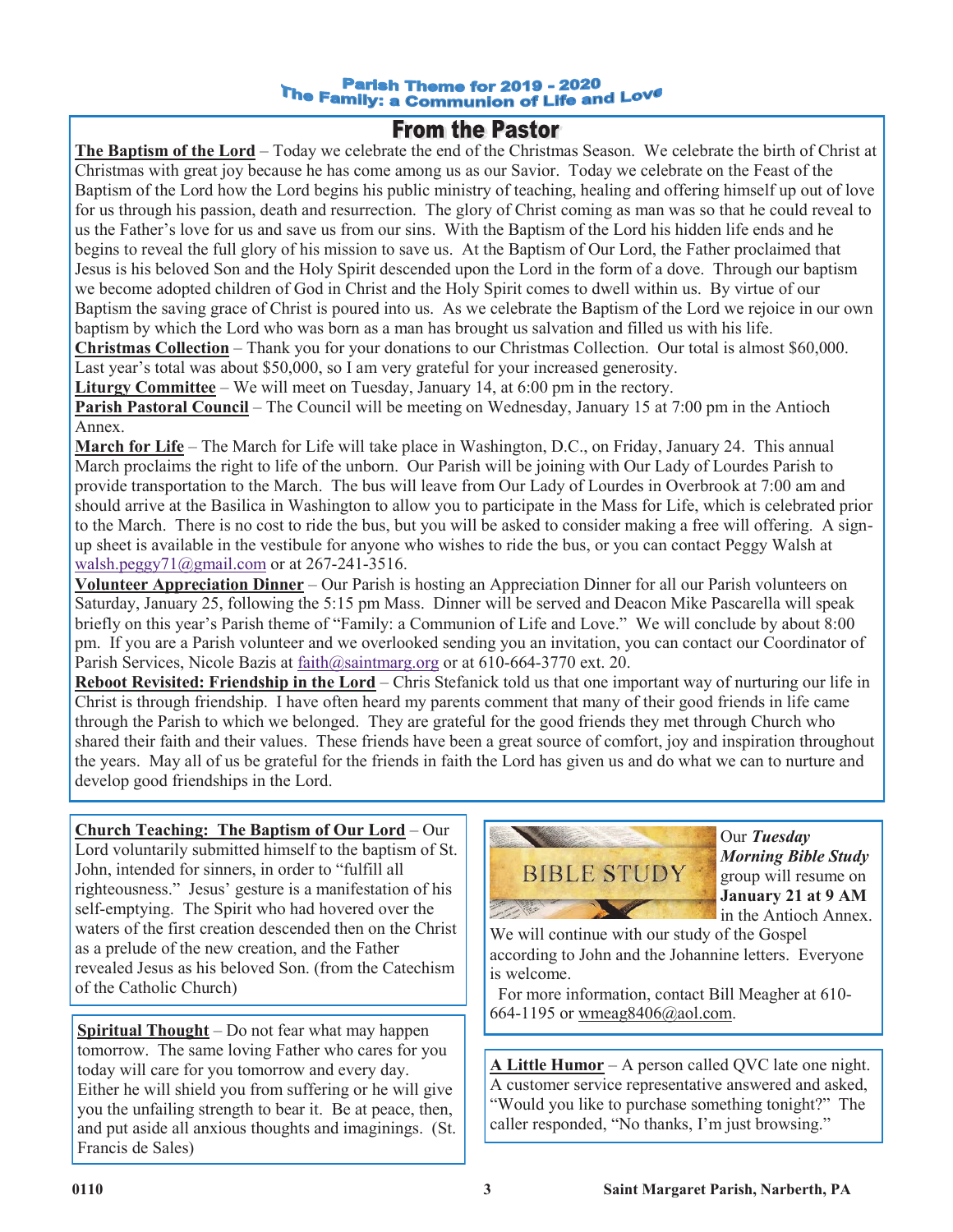Parish Theme for 2019 - 2020
The Family: a Communion of Life and Love

# From the Pastor

**The Baptism of the Lord** – Today we celebrate the end of the Christmas Season. We celebrate the birth of Christ at Christmas with great joy because he has come among us as our Savior. Today we celebrate on the Feast of the Baptism of the Lord how the Lord begins his public ministry of teaching, healing and offering himself up out of love for us through his passion, death and resurrection. The glory of Christ coming as man was so that he could reveal to us the Father's love for us and save us from our sins. With the Baptism of the Lord his hidden life ends and he begins to reveal the full glory of his mission to save us. At the Baptism of Our Lord, the Father proclaimed that Jesus is his beloved Son and the Holy Spirit descended upon the Lord in the form of a dove. Through our baptism we become adopted children of God in Christ and the Holy Spirit comes to dwell within us. By virtue of our Baptism the saving grace of Christ is poured into us. As we celebrate the Baptism of the Lord we rejoice in our own baptism by which the Lord who was born as a man has brought us salvation and filled us with his life.

**Christmas Collection** – Thank you for your donations to our Christmas Collection. Our total is almost $60,000. Last year's total was about $50,000, so I am very grateful for your increased generosity.

**Liturgy Committee** – We will meet on Tuesday, January 14, at 6:00 pm in the rectory.

**Parish Pastoral Council** – The Council will be meeting on Wednesday, January 15 at 7:00 pm in the Antioch Annex.

**March for Life** – The March for Life will take place in Washington, D.C., on Friday, January 24. This annual March proclaims the right to life of the unborn. Our Parish will be joining with Our Lady of Lourdes Parish to provide transportation to the March. The bus will leave from Our Lady of Lourdes in Overbrook at 7:00 am and should arrive at the Basilica in Washington to allow you to participate in the Mass for Life, which is celebrated prior to the March. There is no cost to ride the bus, but you will be asked to consider making a free will offering. A sign-up sheet is available in the vestibule for anyone who wishes to ride the bus, or you can contact Peggy Walsh at walsh.peggy71@gmail.com or at 267-241-3516.

**Volunteer Appreciation Dinner** – Our Parish is hosting an Appreciation Dinner for all our Parish volunteers on Saturday, January 25, following the 5:15 pm Mass. Dinner will be served and Deacon Mike Pascarella will speak briefly on this year's Parish theme of "Family: a Communion of Life and Love." We will conclude by about 8:00 pm. If you are a Parish volunteer and we overlooked sending you an invitation, you can contact our Coordinator of Parish Services, Nicole Bazis at faith@saintmarg.org or at 610-664-3770 ext. 20.

**Reboot Revisited: Friendship in the Lord** – Chris Stefanick told us that one important way of nurturing our life in Christ is through friendship. I have often heard my parents comment that many of their good friends in life came through the Parish to which we belonged. They are grateful for the good friends they met through Church who shared their faith and their values. These friends have been a great source of comfort, joy and inspiration throughout the years. May all of us be grateful for the friends in faith the Lord has given us and do what we can to nurture and develop good friendships in the Lord.

**Church Teaching: The Baptism of Our Lord** – Our Lord voluntarily submitted himself to the baptism of St. John, intended for sinners, in order to "fulfill all righteousness." Jesus' gesture is a manifestation of his self-emptying. The Spirit who had hovered over the waters of the first creation descended then on the Christ as a prelude of the new creation, and the Father revealed Jesus as his beloved Son. (from the Catechism of the Catholic Church)

**Spiritual Thought** – Do not fear what may happen tomorrow. The same loving Father who cares for you today will care for you tomorrow and every day. Either he will shield you from suffering or he will give you the unfailing strength to bear it. Be at peace, then, and put aside all anxious thoughts and imaginings. (St. Francis de Sales)

BIBLE STUDY

Our ***Tuesday Morning Bible Study*** group will resume on **January 21 at 9 AM** in the Antioch Annex. We will continue with our study of the Gospel according to John and the Johannine letters. Everyone is welcome.

For more information, contact Bill Meagher at 610-664-1195 or wmeag8406@aol.com.

**A Little Humor** – A person called QVC late one night. A customer service representative answered and asked, "Would you like to purchase something tonight?" The caller responded, "No thanks, I'm just browsing."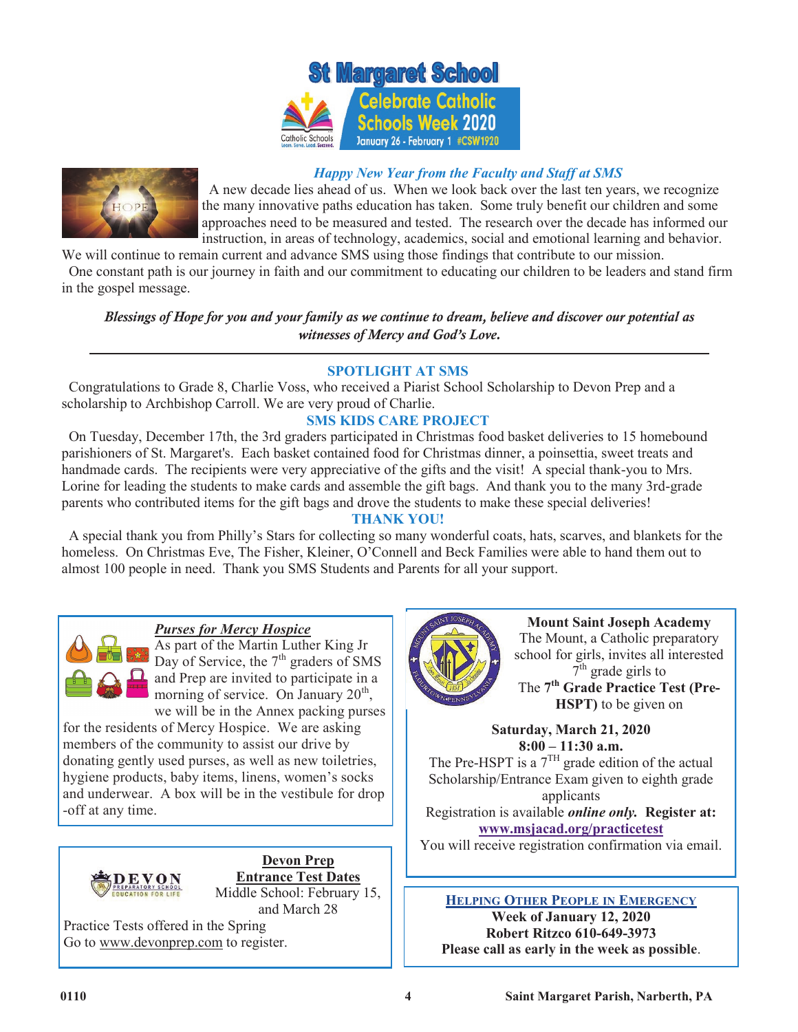# St Margaret School

Celebrate Catholic Schools Week 2020
January 26 - February 1 #CSW1920

### *Happy New Year from the Faculty and Staff at SMS*

A new decade lies ahead of us. When we look back over the last ten years, we recognize the many innovative paths education has taken. Some truly benefit our children and some approaches need to be measured and tested. The research over the decade has informed our instruction, in areas of technology, academics, social and emotional learning and behavior. We will continue to remain current and advance SMS using those findings that contribute to our mission.

One constant path is our journey in faith and our commitment to educating our children to be leaders and stand firm in the gospel message.

***Blessings of Hope for you and your family as we continue to dream, believe and discover our potential as witnesses of Mercy and God's Love.***

---

## SPOTLIGHT AT SMS

Congratulations to Grade 8, Charlie Voss, who received a Piarist School Scholarship to Devon Prep and a scholarship to Archbishop Carroll. We are very proud of Charlie.

## SMS KIDS CARE PROJECT

On Tuesday, December 17th, the 3rd graders participated in Christmas food basket deliveries to 15 homebound parishioners of St. Margaret's. Each basket contained food for Christmas dinner, a poinsettia, sweet treats and handmade cards. The recipients were very appreciative of the gifts and the visit! A special thank-you to Mrs. Lorine for leading the students to make cards and assemble the gift bags. And thank you to the many 3rd-grade parents who contributed items for the gift bags and drove the students to make these special deliveries!

## THANK YOU!

A special thank you from Philly's Stars for collecting so many wonderful coats, hats, scarves, and blankets for the homeless. On Christmas Eve, The Fisher, Kleiner, O'Connell and Beck Families were able to hand them out to almost 100 people in need. Thank you SMS Students and Parents for all your support.

### *Purses for Mercy Hospice*

As part of the Martin Luther King Jr Day of Service, the 7th graders of SMS and Prep are invited to participate in a morning of service. On January 20th, we will be in the Annex packing purses for the residents of Mercy Hospice. We are asking members of the community to assist our drive by donating gently used purses, as well as new toiletries, hygiene products, baby items, linens, women's socks and underwear. A box will be in the vestibule for drop -off at any time.

### Devon Prep Entrance Test Dates

Middle School: February 15, and March 28

Practice Tests offered in the Spring

Go to www.devonprep.com to register.

### Mount Saint Joseph Academy

The Mount, a Catholic preparatory school for girls, invites all interested 7th grade girls to The **7th Grade Practice Test (Pre-HSPT)** to be given on

**Saturday, March 21, 2020**
**8:00 – 11:30 a.m.**

The Pre-HSPT is a 7TH grade edition of the actual Scholarship/Entrance Exam given to eighth grade applicants

Registration is available ***online only.*** **Register at:** **www.msjacad.org/practicetest**

You will receive registration confirmation via email.

### HELPING OTHER PEOPLE IN EMERGENCY

**Week of January 12, 2020**
**Robert Ritzco 610-649-3973**
**Please call as early in the week as possible**.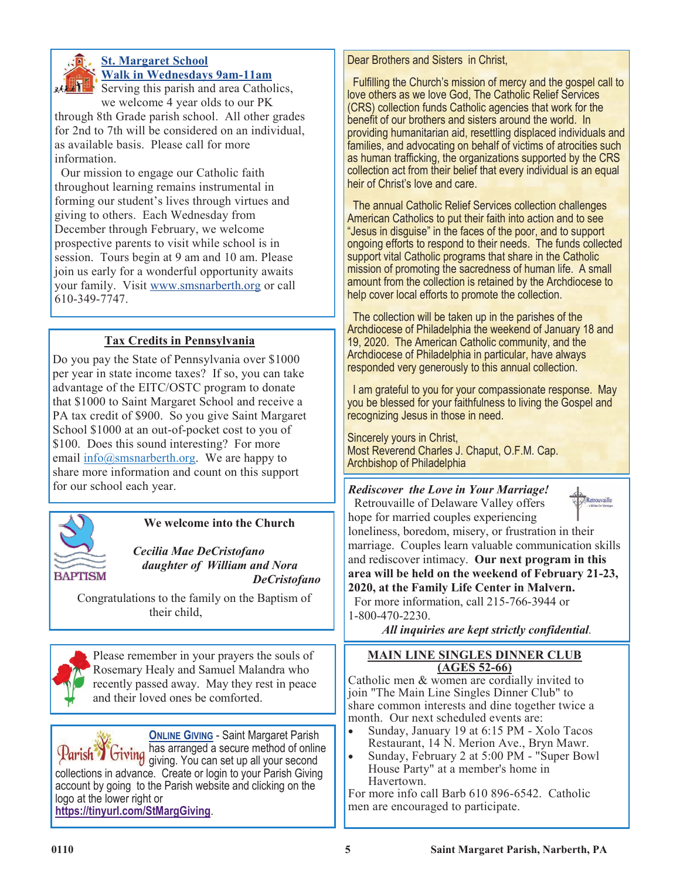## St. Margaret School

### Walk in Wednesdays 9am-11am

Serving this parish and area Catholics, we welcome 4 year olds to our PK through 8th Grade parish school. All other grades for 2nd to 7th will be considered on an individual, as available basis. Please call for more information.

Our mission to engage our Catholic faith throughout learning remains instrumental in forming our student's lives through virtues and giving to others. Each Wednesday from December through February, we welcome prospective parents to visit while school is in session. Tours begin at 9 am and 10 am. Please join us early for a wonderful opportunity awaits your family. Visit www.smsnarberth.org or call 610-349-7747.

## Tax Credits in Pennsylvania

Do you pay the State of Pennsylvania over $1000 per year in state income taxes? If so, you can take advantage of the EITC/OSTC program to donate that $1000 to Saint Margaret School and receive a PA tax credit of $900. So you give Saint Margaret School $1000 at an out-of-pocket cost to you of $100. Does this sound interesting? For more email info@smsnarberth.org. We are happy to share more information and count on this support for our school each year.

## We welcome into the Church

BAPTISM

*Cecilia Mae DeCristofano*
*daughter of William and Nora DeCristofano*

Congratulations to the family on the Baptism of their child,

Please remember in your prayers the souls of Rosemary Healy and Samuel Malandra who recently passed away. May they rest in peace and their loved ones be comforted.

**ONLINE GIVING** - Saint Margaret Parish has arranged a secure method of online giving. You can set up all your second collections in advance. Create or login to your Parish Giving account by going to the Parish website and clicking on the logo at the lower right or **https://tinyurl.com/StMargGiving**.

Dear Brothers and Sisters in Christ,

Fulfilling the Church's mission of mercy and the gospel call to love others as we love God, The Catholic Relief Services (CRS) collection funds Catholic agencies that work for the benefit of our brothers and sisters around the world. In providing humanitarian aid, resettling displaced individuals and families, and advocating on behalf of victims of atrocities such as human trafficking, the organizations supported by the CRS collection act from their belief that every individual is an equal heir of Christ's love and care.

The annual Catholic Relief Services collection challenges American Catholics to put their faith into action and to see "Jesus in disguise" in the faces of the poor, and to support ongoing efforts to respond to their needs. The funds collected support vital Catholic programs that share in the Catholic mission of promoting the sacredness of human life. A small amount from the collection is retained by the Archdiocese to help cover local efforts to promote the collection.

The collection will be taken up in the parishes of the Archdiocese of Philadelphia the weekend of January 18 and 19, 2020. The American Catholic community, and the Archdiocese of Philadelphia in particular, have always responded very generously to this annual collection.

I am grateful to you for your compassionate response. May you be blessed for your faithfulness to living the Gospel and recognizing Jesus in those in need.

Sincerely yours in Christ,
Most Reverend Charles J. Chaput, O.F.M. Cap.
Archbishop of Philadelphia

***Rediscover the Love in Your Marriage!***

Retrouvaille of Delaware Valley offers hope for married couples experiencing loneliness, boredom, misery, or frustration in their marriage. Couples learn valuable communication skills and rediscover intimacy. **Our next program in this area will be held on the weekend of February 21-23, 2020, at the Family Life Center in Malvern.**

For more information, call 215-766-3944 or 1-800-470-2230.

***All inquiries are kept strictly confidential.***

## MAIN LINE SINGLES DINNER CLUB (AGES 52-66)

Catholic men & women are cordially invited to join "The Main Line Singles Dinner Club" to share common interests and dine together twice a month. Our next scheduled events are:

- Sunday, January 19 at 6:15 PM - Xolo Tacos Restaurant, 14 N. Merion Ave., Bryn Mawr.
- Sunday, February 2 at 5:00 PM - "Super Bowl House Party" at a member's home in Havertown.

For more info call Barb 610 896-6542. Catholic men are encouraged to participate.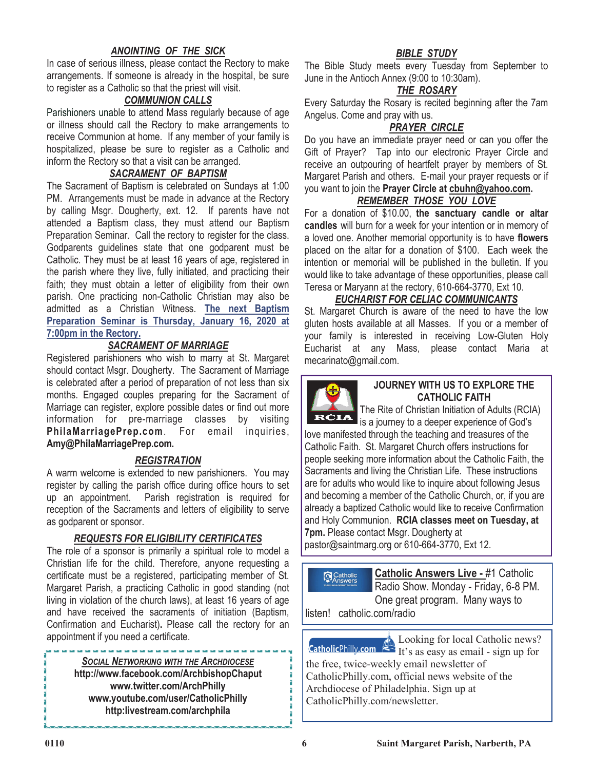### *ANOINTING OF THE SICK*

In case of serious illness, please contact the Rectory to make arrangements. If someone is already in the hospital, be sure to register as a Catholic so that the priest will visit.

### *COMMUNION CALLS*

Parishioners unable to attend Mass regularly because of age or illness should call the Rectory to make arrangements to receive Communion at home. If any member of your family is hospitalized, please be sure to register as a Catholic and inform the Rectory so that a visit can be arranged.

### *SACRAMENT OF BAPTISM*

The Sacrament of Baptism is celebrated on Sundays at 1:00 PM. Arrangements must be made in advance at the Rectory by calling Msgr. Dougherty, ext. 12. If parents have not attended a Baptism class, they must attend our Baptism Preparation Seminar. Call the rectory to register for the class. Godparents guidelines state that one godparent must be Catholic. They must be at least 16 years of age, registered in the parish where they live, fully initiated, and practicing their faith; they must obtain a letter of eligibility from their own parish. One practicing non-Catholic Christian may also be admitted as a Christian Witness. **The next Baptism Preparation Seminar is Thursday, January 16, 2020 at 7:00pm in the Rectory.**

### *SACRAMENT OF MARRIAGE*

Registered parishioners who wish to marry at St. Margaret should contact Msgr. Dougherty. The Sacrament of Marriage is celebrated after a period of preparation of not less than six months. Engaged couples preparing for the Sacrament of Marriage can register, explore possible dates or find out more information for pre-marriage classes by visiting **PhilaMarriagePrep.com**. For email inquiries, **Amy@PhilaMarriagePrep.com.**

### *REGISTRATION*

A warm welcome is extended to new parishioners. You may register by calling the parish office during office hours to set up an appointment. Parish registration is required for reception of the Sacraments and letters of eligibility to serve as godparent or sponsor.

### *REQUESTS FOR ELIGIBILITY CERTIFICATES*

The role of a sponsor is primarily a spiritual role to model a Christian life for the child. Therefore, anyone requesting a certificate must be a registered, participating member of St. Margaret Parish, a practicing Catholic in good standing (not living in violation of the church laws), at least 16 years of age and have received the sacraments of initiation (Baptism, Confirmation and Eucharist)**.** Please call the rectory for an appointment if you need a certificate.

***SOCIAL NETWORKING WITH THE ARCHDIOCESE***

**http://www.facebook.com/ArchbishopChaput**
**www.twitter.com/ArchPhilly**
**www.youtube.com/user/CatholicPhilly**
**http:livestream.com/archphila**

### *BIBLE STUDY*

The Bible Study meets every Tuesday from September to June in the Antioch Annex (9:00 to 10:30am).

### *THE ROSARY*

Every Saturday the Rosary is recited beginning after the 7am Angelus. Come and pray with us.

### *PRAYER CIRCLE*

Do you have an immediate prayer need or can you offer the Gift of Prayer? Tap into our electronic Prayer Circle and receive an outpouring of heartfelt prayer by members of St. Margaret Parish and others. E-mail your prayer requests or if you want to join the **Prayer Circle at cbuhn@yahoo.com.**

### *REMEMBER THOSE YOU LOVE*

For a donation of $10.00, **the sanctuary candle or altar candles** will burn for a week for your intention or in memory of a loved one. Another memorial opportunity is to have **flowers** placed on the altar for a donation of $100. Each week the intention or memorial will be published in the bulletin. If you would like to take advantage of these opportunities, please call Teresa or Maryann at the rectory, 610-664-3770, Ext 10.

### *EUCHARIST FOR CELIAC COMMUNICANTS*

St. Margaret Church is aware of the need to have the low gluten hosts available at all Masses. If you or a member of your family is interested in receiving Low-Gluten Holy Eucharist at any Mass, please contact Maria at mecarinato@gmail.com.

### JOURNEY WITH US TO EXPLORE THE CATHOLIC FAITH

The Rite of Christian Initiation of Adults (RCIA) is a journey to a deeper experience of God's love manifested through the teaching and treasures of the Catholic Faith. St. Margaret Church offers instructions for people seeking more information about the Catholic Faith, the Sacraments and living the Christian Life. These instructions are for adults who would like to inquire about following Jesus and becoming a member of the Catholic Church, or, if you are already a baptized Catholic would like to receive Confirmation and Holy Communion. **RCIA classes meet on Tuesday, at 7pm.** Please contact Msgr. Dougherty at pastor@saintmarg.org or 610-664-3770, Ext 12.

**Catholic Answers Live -** #1 Catholic Radio Show. Monday - Friday, 6-8 PM. One great program. Many ways to listen! catholic.com/radio

Looking for local Catholic news? It's as easy as email - sign up for the free, twice-weekly email newsletter of CatholicPhilly.com, official news website of the Archdiocese of Philadelphia. Sign up at CatholicPhilly.com/newsletter.